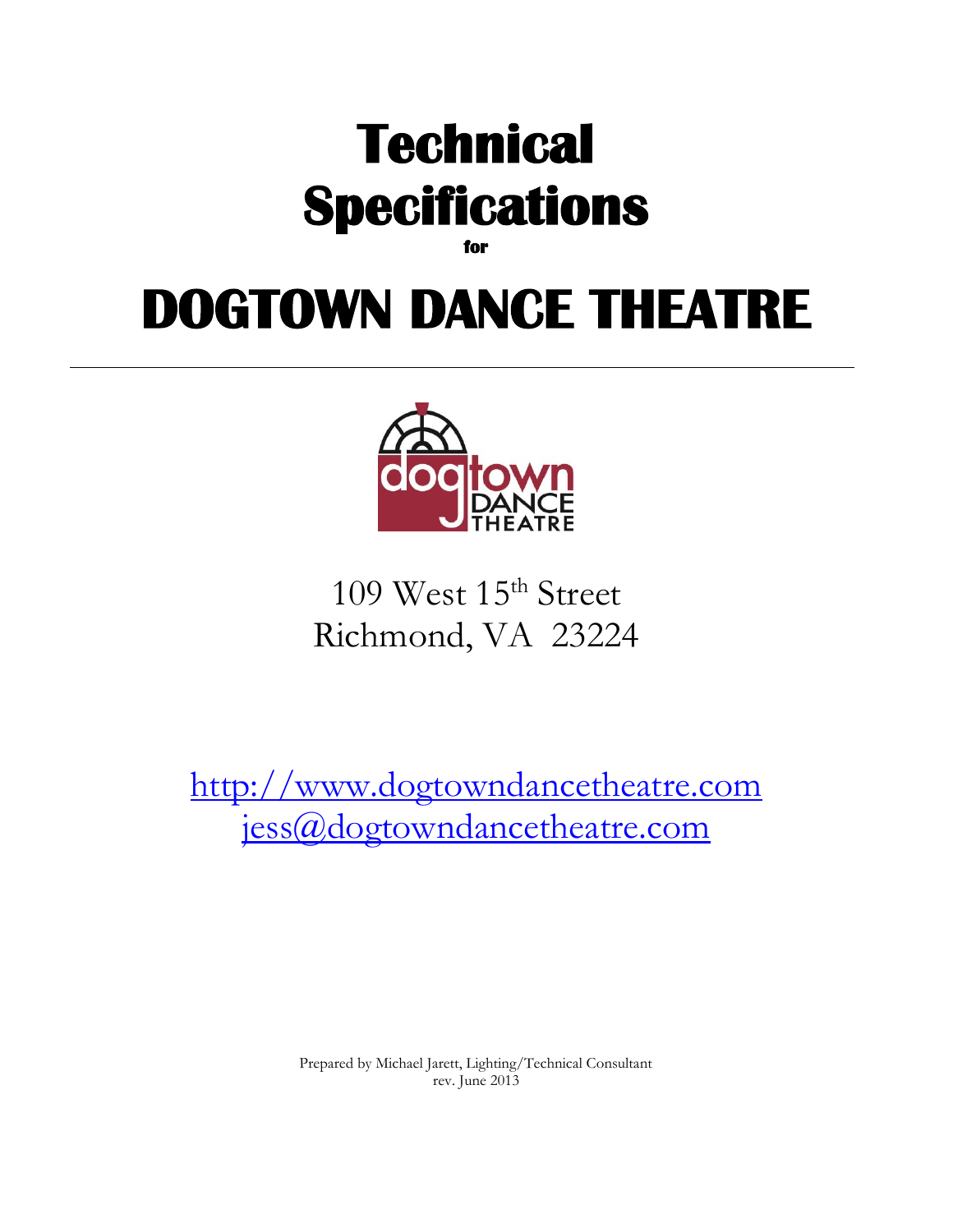# Technical Specifications

for

# DOGTOWN DANCE THEATRE

---

109 West 15th Street
Richmond, VA 23224

http://www.dogtowndancetheatre.com
jess@dogtowndancetheatre.com

Prepared by Michael Jarett, Lighting/Technical Consultant
rev. June 2013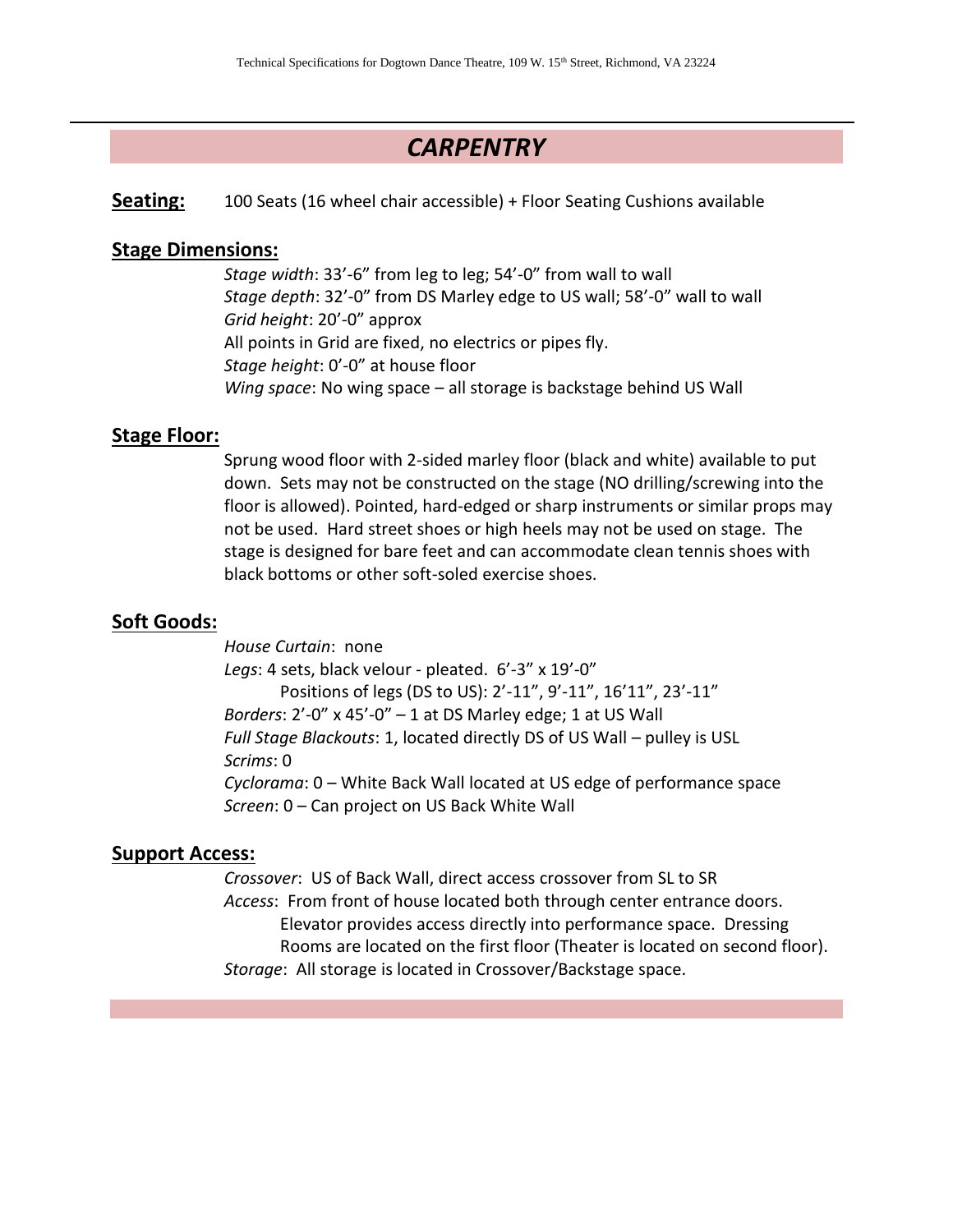# *CARPENTRY*

**Seating:** 100 Seats (16 wheel chair accessible) + Floor Seating Cushions available

## Stage Dimensions:

*Stage width*: 33'-6" from leg to leg; 54'-0" from wall to wall
*Stage depth*: 32'-0" from DS Marley edge to US wall; 58'-0" wall to wall
*Grid height*: 20'-0" approx
All points in Grid are fixed, no electrics or pipes fly.
*Stage height*: 0'-0" at house floor
*Wing space*: No wing space – all storage is backstage behind US Wall

## Stage Floor:

Sprung wood floor with 2-sided marley floor (black and white) available to put down. Sets may not be constructed on the stage (NO drilling/screwing into the floor is allowed). Pointed, hard-edged or sharp instruments or similar props may not be used. Hard street shoes or high heels may not be used on stage. The stage is designed for bare feet and can accommodate clean tennis shoes with black bottoms or other soft-soled exercise shoes.

## Soft Goods:

*House Curtain*: none
*Legs*: 4 sets, black velour - pleated. 6'-3" x 19'-0"
Positions of legs (DS to US): 2'-11", 9'-11", 16'11", 23'-11"
*Borders*: 2'-0" x 45'-0" – 1 at DS Marley edge; 1 at US Wall
*Full Stage Blackouts*: 1, located directly DS of US Wall – pulley is USL
*Scrims*: 0
*Cyclorama*: 0 – White Back Wall located at US edge of performance space
*Screen*: 0 – Can project on US Back White Wall

## Support Access:

*Crossover*: US of Back Wall, direct access crossover from SL to SR
*Access*: From front of house located both through center entrance doors.
Elevator provides access directly into performance space. Dressing Rooms are located on the first floor (Theater is located on second floor).
*Storage*: All storage is located in Crossover/Backstage space.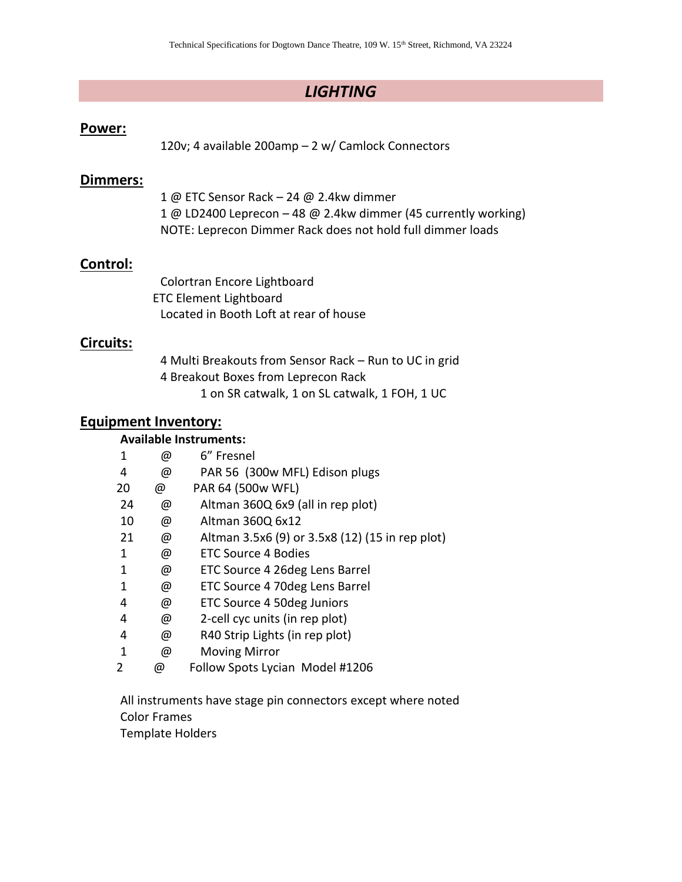## *LIGHTING*

### Power:

120v; 4 available 200amp – 2 w/ Camlock Connectors

### Dimmers:

1 @ ETC Sensor Rack – 24 @ 2.4kw dimmer
1 @ LD2400 Leprecon – 48 @ 2.4kw dimmer (45 currently working)
NOTE: Leprecon Dimmer Rack does not hold full dimmer loads

### Control:

Colortran Encore Lightboard
ETC Element Lightboard
Located in Booth Loft at rear of house

### Circuits:

4 Multi Breakouts from Sensor Rack – Run to UC in grid
4 Breakout Boxes from Leprecon Rack
1 on SR catwalk, 1 on SL catwalk, 1 FOH, 1 UC

### Equipment Inventory:

**Available Instruments:**

| | | |
|---|---|---|
| 1 | @ | 6" Fresnel |
| 4 | @ | PAR 56 (300w MFL) Edison plugs |
| 20 | @ | PAR 64 (500w WFL) |
| 24 | @ | Altman 360Q 6x9 (all in rep plot) |
| 10 | @ | Altman 360Q 6x12 |
| 21 | @ | Altman 3.5x6 (9) or 3.5x8 (12) (15 in rep plot) |
| 1 | @ | ETC Source 4 Bodies |
| 1 | @ | ETC Source 4 26deg Lens Barrel |
| 1 | @ | ETC Source 4 70deg Lens Barrel |
| 4 | @ | ETC Source 4 50deg Juniors |
| 4 | @ | 2-cell cyc units (in rep plot) |
| 4 | @ | R40 Strip Lights (in rep plot) |
| 1 | @ | Moving Mirror |
| 2 | @ | Follow Spots Lycian Model #1206 |

All instruments have stage pin connectors except where noted
Color Frames
Template Holders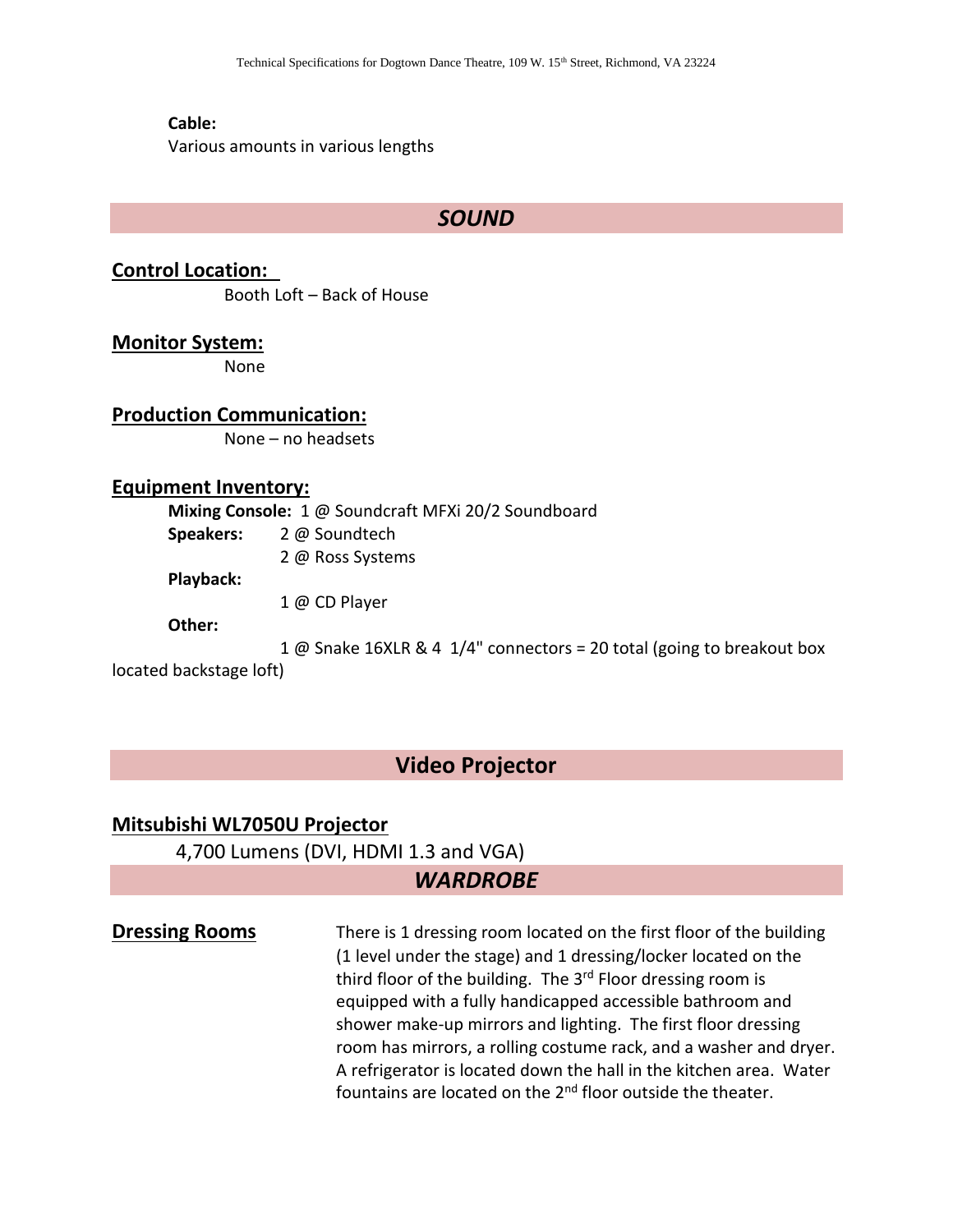**Cable:**
Various amounts in various lengths

## *SOUND*

### Control Location:

Booth Loft – Back of House

### Monitor System:

None

### Production Communication:

None – no headsets

### Equipment Inventory:

**Mixing Console:** 1 @ Soundcraft MFXi 20/2 Soundboard

**Speakers:** 2 @ Soundtech
2 @ Ross Systems

**Playback:**
1 @ CD Player

**Other:**
1 @ Snake 16XLR & 4 1/4" connectors = 20 total (going to breakout box located backstage loft)

## Video Projector

### Mitsubishi WL7050U Projector

4,700 Lumens (DVI, HDMI 1.3 and VGA)

## *WARDROBE*

### Dressing Rooms

There is 1 dressing room located on the first floor of the building (1 level under the stage) and 1 dressing/locker located on the third floor of the building. The 3rd Floor dressing room is equipped with a fully handicapped accessible bathroom and shower make-up mirrors and lighting. The first floor dressing room has mirrors, a rolling costume rack, and a washer and dryer. A refrigerator is located down the hall in the kitchen area. Water fountains are located on the 2nd floor outside the theater.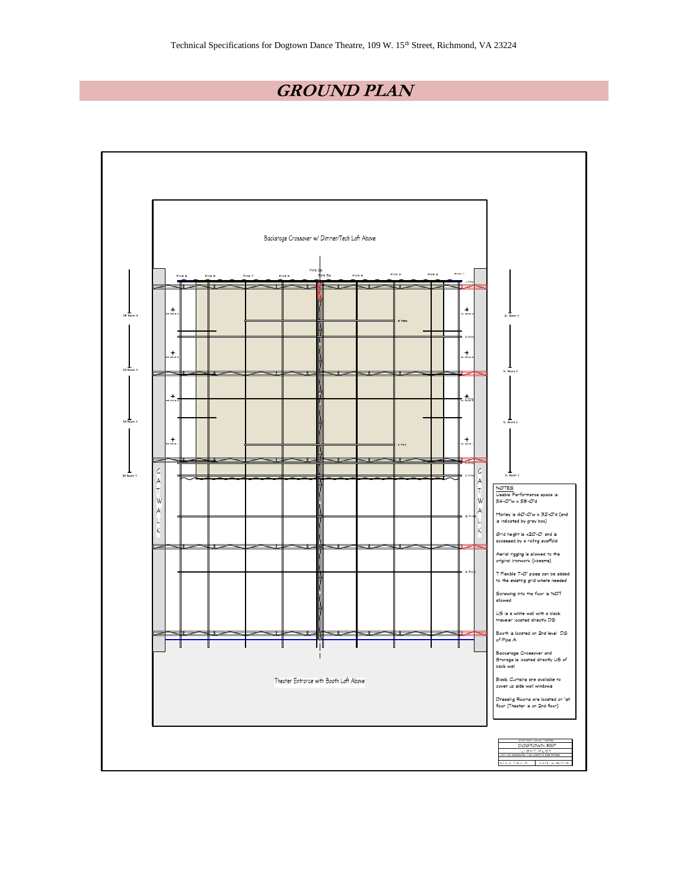# *GROUND PLAN*

Backstage Crossover w/ Dimmer/Tech Loft Above

Pipe 9 Pipe 8 Pipe 7 Pipe 6 Pipe 5B Pipe 5A Pipe 4 Pipe 3 Pipe 2 Pipe 1

J Pipe

SR Boom 4

SL Boom 4

H Pipe

G Pipe

SR Boom 3

SL Boom 3

SR Boom 2

SL Boom 2

E Pipe

SR Boom 1

SL Boom 1

C Pipe

CATWALK

CATWALK

B Pipe

A Pipe

Theater Entrance with Booth Loft Above

NOTES

Usable Performance space is 54-0"w x 58-0"d

Marley is 40-0"w x 32-0"d (and is indicated by grey box)

Grid height is +20'-0" and is accessed by a rolling scaffold

Aerial rigging is allowed to the original ironwork (i-beams)

7 Flexible 7-0" pipes can be added to the existing grid where needed

Screwing into the floor is NOT allowed

US is a white wall with a black traveler located directly DS

Booth is located on 2nd level DS of Pipe A

Backstage Crossover and Storage is located directly US of back wall

Black Curtains are available to cover up side wall windows

Dressing Rooms are located on 1st floor (Theater is on 2nd floor)

DOGTOWN DANCE THEATRE

DOGTOWN REP

LIGHT PLOT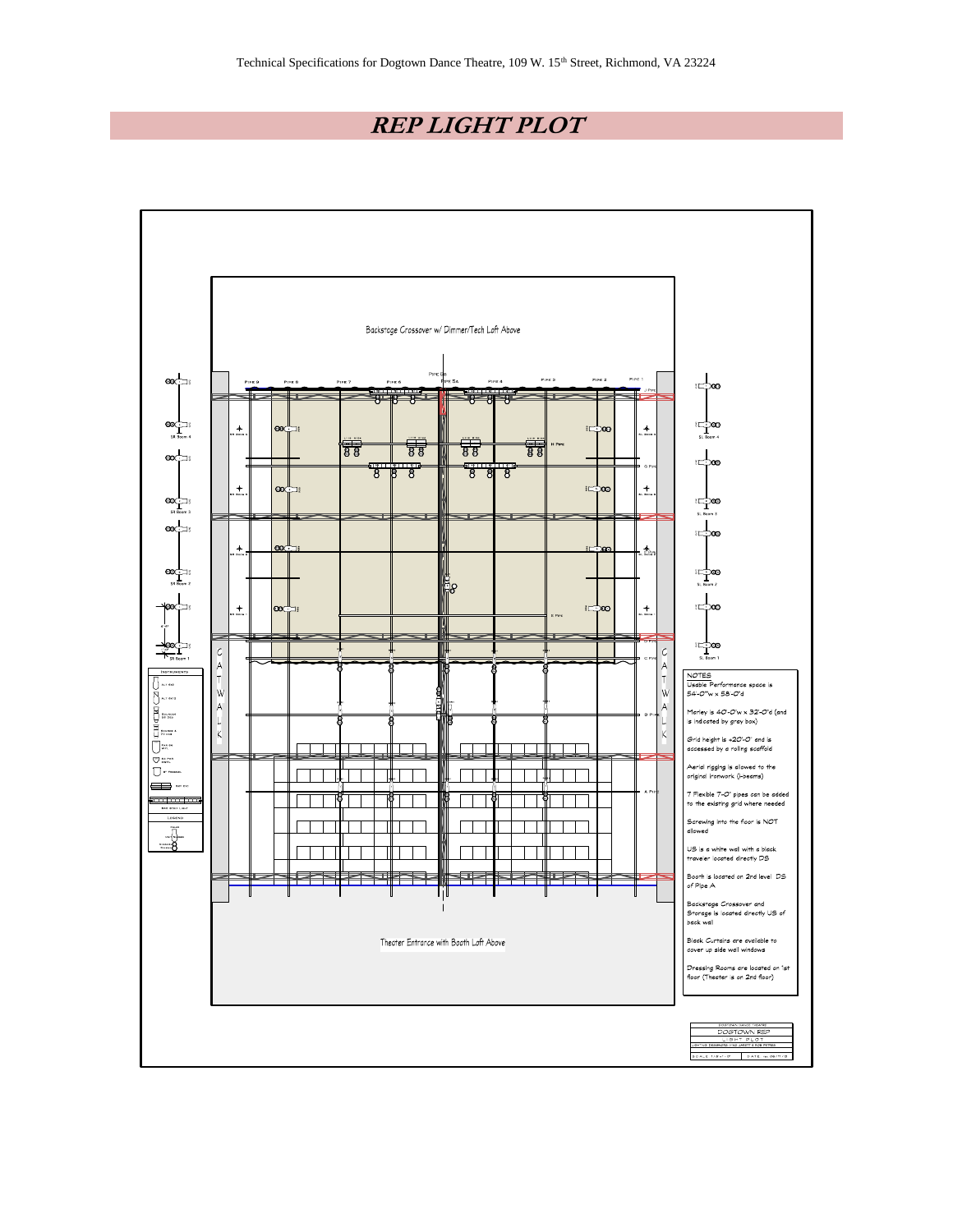# REP LIGHT PLOT

Backstage Crossover w/ Dimmer/Tech Loft Above

Theater Entrance with Booth Loft Above

NOTES

Usable Performance space is 54-0"w x 58-0"d

Marley is 40-0"w x 32-0"d (and is indicated by grey box)

Grid height is +20'-0" and is accessed by a rolling scaffold

Aerial rigging is allowed to the original ironwork (I-beams)

7 Flexible 7-0" pipes can be added to the existing grid where needed

Screwing into the floor is NOT allowed

US is a white wall with a black traveler located directly DS

Booth is located on 2nd level DS of Pipe A

Backstage Crossover and Storage is located directly US of back wall

Black Curtains are available to cover up side wall windows

Dressing Rooms are located on 1st floor (Theater is on 2nd floor)

DOGTOWN DANCE THEATRE
DOGTOWN REP
LIGHT PLOT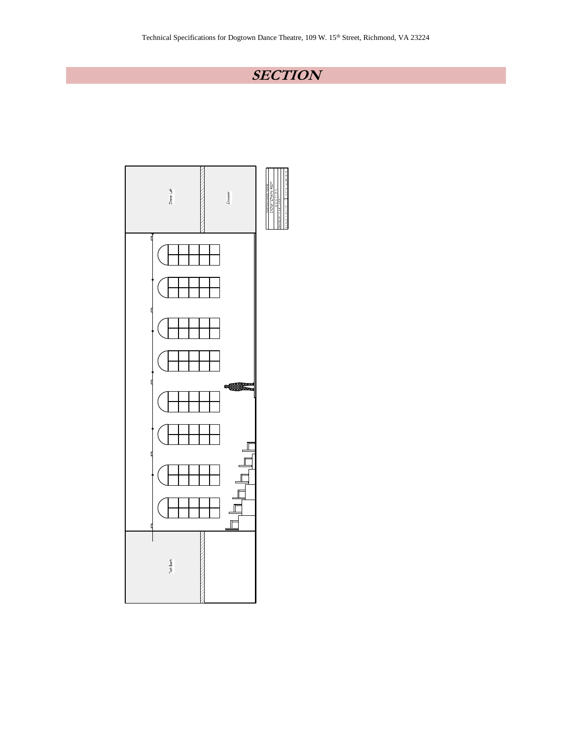## SECTION

Dimmer Loft

Crossover

Tech Booth

DOGTOWN REP